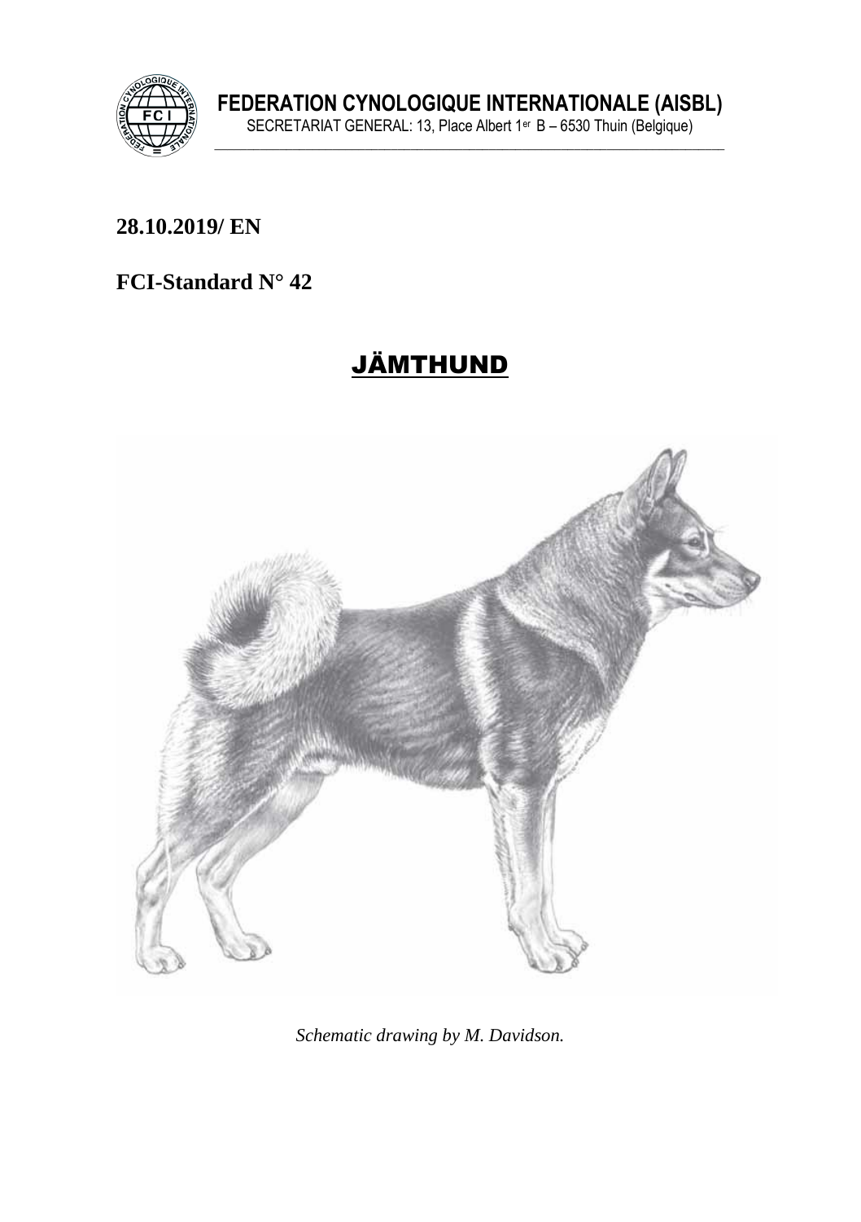**FEDERATION CYNOLOGIQUE INTERNATIONALE (AISBL)**

SECRETARIAT GENERAL: 13, Place Albert 1er B – 6530 Thuin (Belgique)

**28.10.2019/ EN**

**FCI-Standard N° 42**

# JÄMTHUND

*Schematic drawing by M. Davidson.*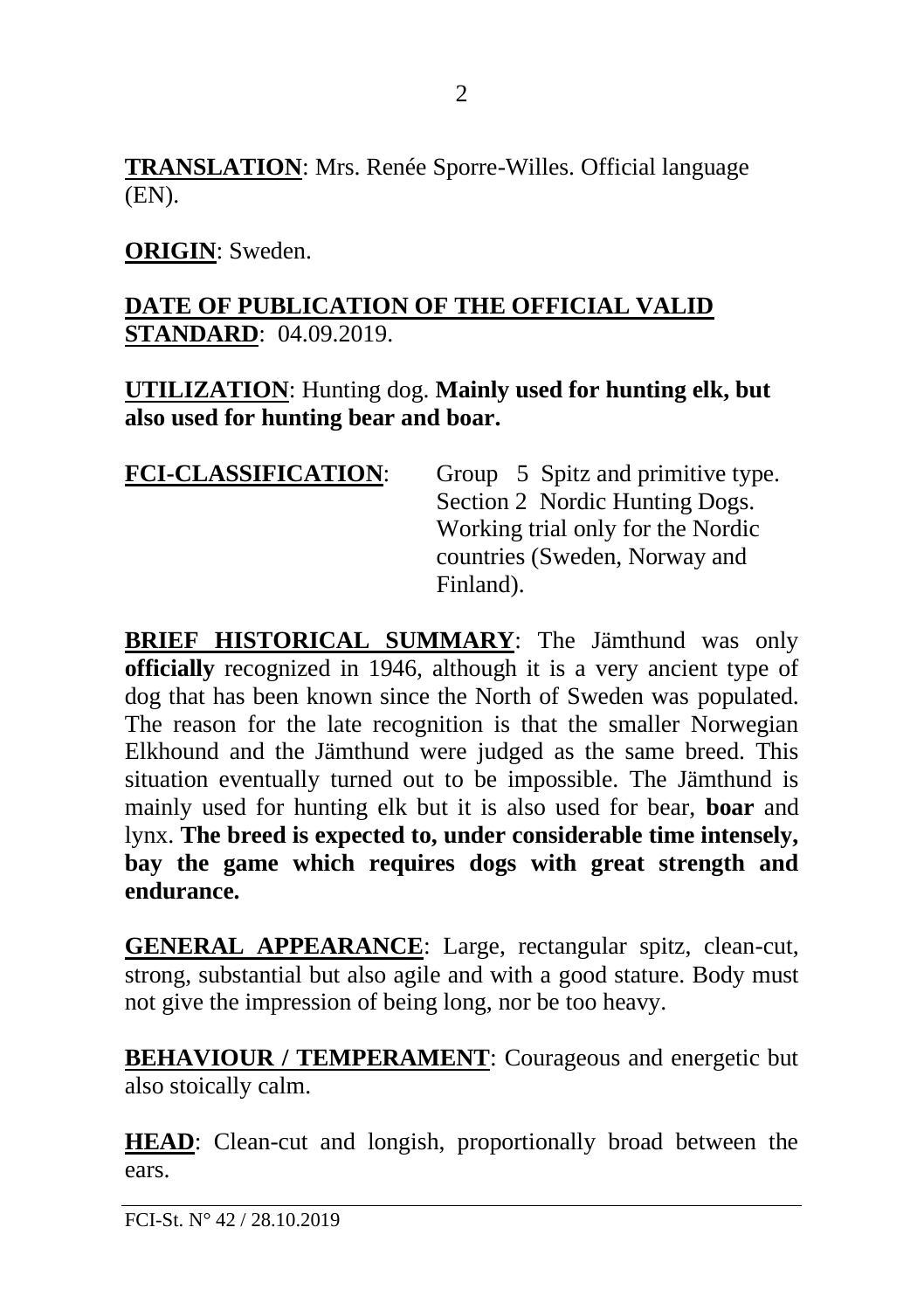**TRANSLATION**: Mrs. Renée Sporre-Willes. Official language (EN).

**ORIGIN**: Sweden.

**DATE OF PUBLICATION OF THE OFFICIAL VALID STANDARD**: 04.09.2019.

**UTILIZATION**: Hunting dog. **Mainly used for hunting elk, but also used for hunting bear and boar.**

**FCI-CLASSIFICATION**: Group 5 Spitz and primitive type. Section 2 Nordic Hunting Dogs. Working trial only for the Nordic countries (Sweden, Norway and Finland).

**BRIEF HISTORICAL SUMMARY**: The Jämthund was only **officially** recognized in 1946, although it is a very ancient type of dog that has been known since the North of Sweden was populated. The reason for the late recognition is that the smaller Norwegian Elkhound and the Jämthund were judged as the same breed. This situation eventually turned out to be impossible. The Jämthund is mainly used for hunting elk but it is also used for bear, **boar** and lynx. **The breed is expected to, under considerable time intensely, bay the game which requires dogs with great strength and endurance.**

**GENERAL APPEARANCE**: Large, rectangular spitz, clean-cut, strong, substantial but also agile and with a good stature. Body must not give the impression of being long, nor be too heavy.

**BEHAVIOUR / TEMPERAMENT**: Courageous and energetic but also stoically calm.

**HEAD**: Clean-cut and longish, proportionally broad between the ears.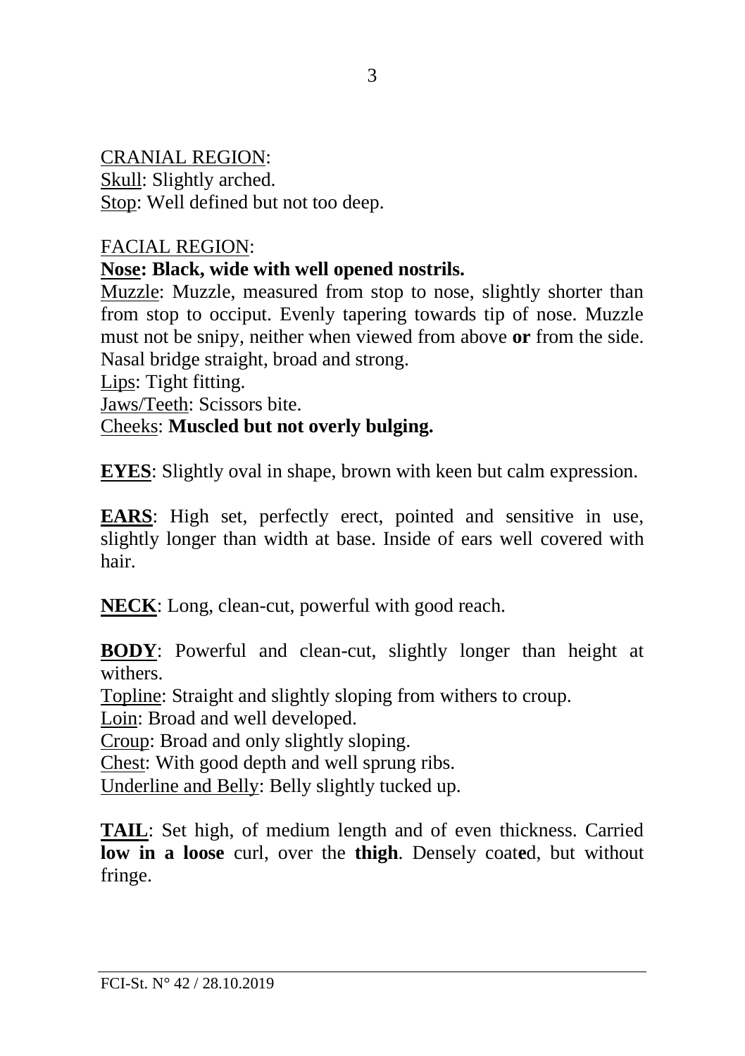CRANIAL REGION:
Skull: Slightly arched.
Stop: Well defined but not too deep.

FACIAL REGION:
**Nose: Black, wide with well opened nostrils.**
Muzzle: Muzzle, measured from stop to nose, slightly shorter than from stop to occiput. Evenly tapering towards tip of nose. Muzzle must not be snipy, neither when viewed from above **or** from the side. Nasal bridge straight, broad and strong.
Lips: Tight fitting.
Jaws/Teeth: Scissors bite.
Cheeks: **Muscled but not overly bulging.**

**EYES**: Slightly oval in shape, brown with keen but calm expression.

**EARS**: High set, perfectly erect, pointed and sensitive in use, slightly longer than width at base. Inside of ears well covered with hair.

**NECK**: Long, clean-cut, powerful with good reach.

**BODY**: Powerful and clean-cut, slightly longer than height at withers.
Topline: Straight and slightly sloping from withers to croup.
Loin: Broad and well developed.
Croup: Broad and only slightly sloping.
Chest: With good depth and well sprung ribs.
Underline and Belly: Belly slightly tucked up.

**TAIL**: Set high, of medium length and of even thickness. Carried **low in a loose** curl, over the **thigh**. Densely coat**e**d, but without fringe.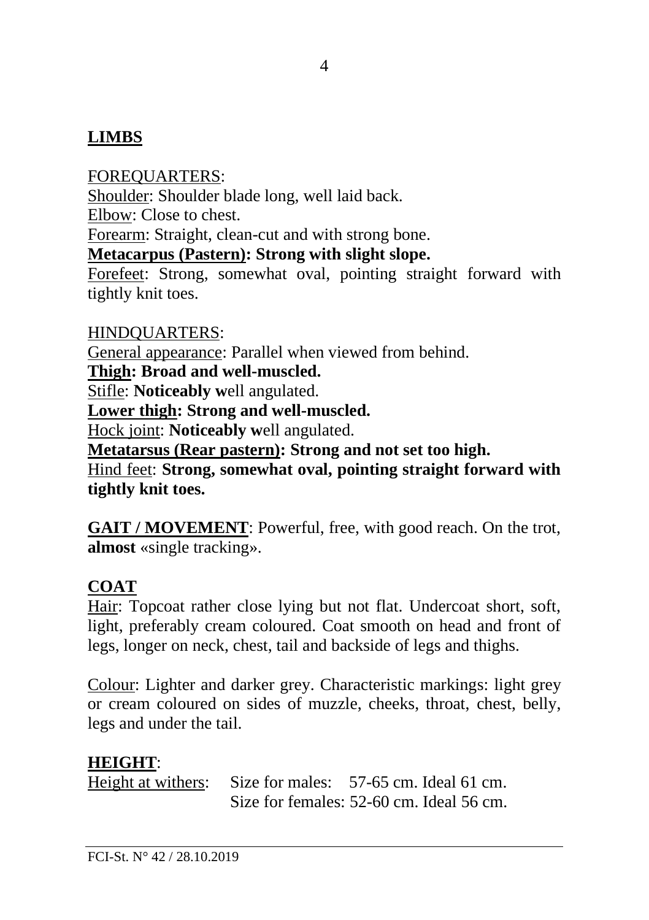## LIMBS

FOREQUARTERS:

Shoulder: Shoulder blade long, well laid back.
Elbow: Close to chest.
Forearm: Straight, clean-cut and with strong bone.
**Metacarpus (Pastern): Strong with slight slope.**
Forefeet: Strong, somewhat oval, pointing straight forward with tightly knit toes.

HINDQUARTERS:

General appearance: Parallel when viewed from behind.
**Thigh: Broad and well-muscled.**
Stifle: **Noticeably w**ell angulated.
**Lower thigh: Strong and well-muscled.**
Hock joint: **Noticeably w**ell angulated.
**Metatarsus (Rear pastern): Strong and not set too high.**
Hind feet: **Strong, somewhat oval, pointing straight forward with tightly knit toes.**

**GAIT / MOVEMENT**: Powerful, free, with good reach. On the trot, **almost** «single tracking».

## COAT

Hair: Topcoat rather close lying but not flat. Undercoat short, soft, light, preferably cream coloured. Coat smooth on head and front of legs, longer on neck, chest, tail and backside of legs and thighs.

Colour: Lighter and darker grey. Characteristic markings: light grey or cream coloured on sides of muzzle, cheeks, throat, chest, belly, legs and under the tail.

## HEIGHT:

Height at withers: Size for males: 57-65 cm. Ideal 61 cm.
Size for females: 52-60 cm. Ideal 56 cm.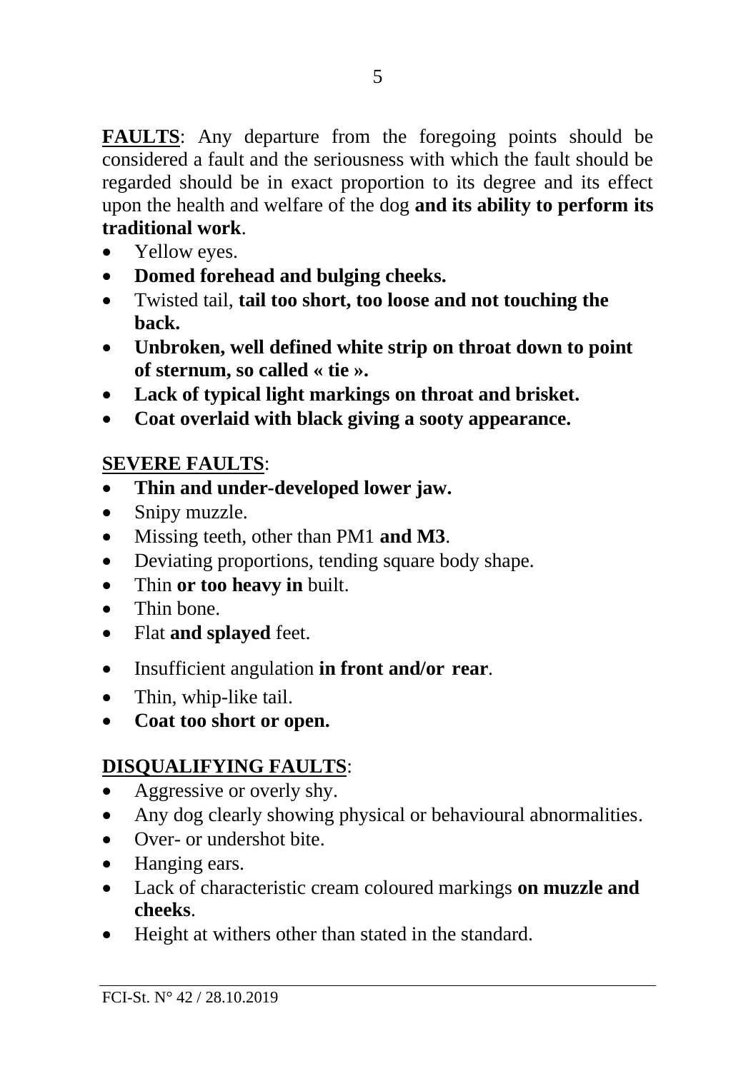**<u>FAULTS</u>**: Any departure from the foregoing points should be considered a fault and the seriousness with which the fault should be regarded should be in exact proportion to its degree and its effect upon the health and welfare of the dog **and its ability to perform its traditional work**.

- Yellow eyes.
- **Domed forehead and bulging cheeks.**
- Twisted tail, **tail too short, too loose and not touching the back.**
- **Unbroken, well defined white strip on throat down to point of sternum, so called « tie ».**
- **Lack of typical light markings on throat and brisket.**
- **Coat overlaid with black giving a sooty appearance.**

**<u>SEVERE FAULTS</u>**:

- **Thin and under-developed lower jaw.**
- Snipy muzzle.
- Missing teeth, other than PM1 **and M3**.
- Deviating proportions, tending square body shape.
- Thin **or too heavy in** built.
- Thin bone.
- Flat **and splayed** feet.
- Insufficient angulation **in front and/or rear**.
- Thin, whip-like tail.
- **Coat too short or open.**

**<u>DISQUALIFYING FAULTS</u>**:

- Aggressive or overly shy.
- Any dog clearly showing physical or behavioural abnormalities.
- Over- or undershot bite.
- Hanging ears.
- Lack of characteristic cream coloured markings **on muzzle and cheeks**.
- Height at withers other than stated in the standard.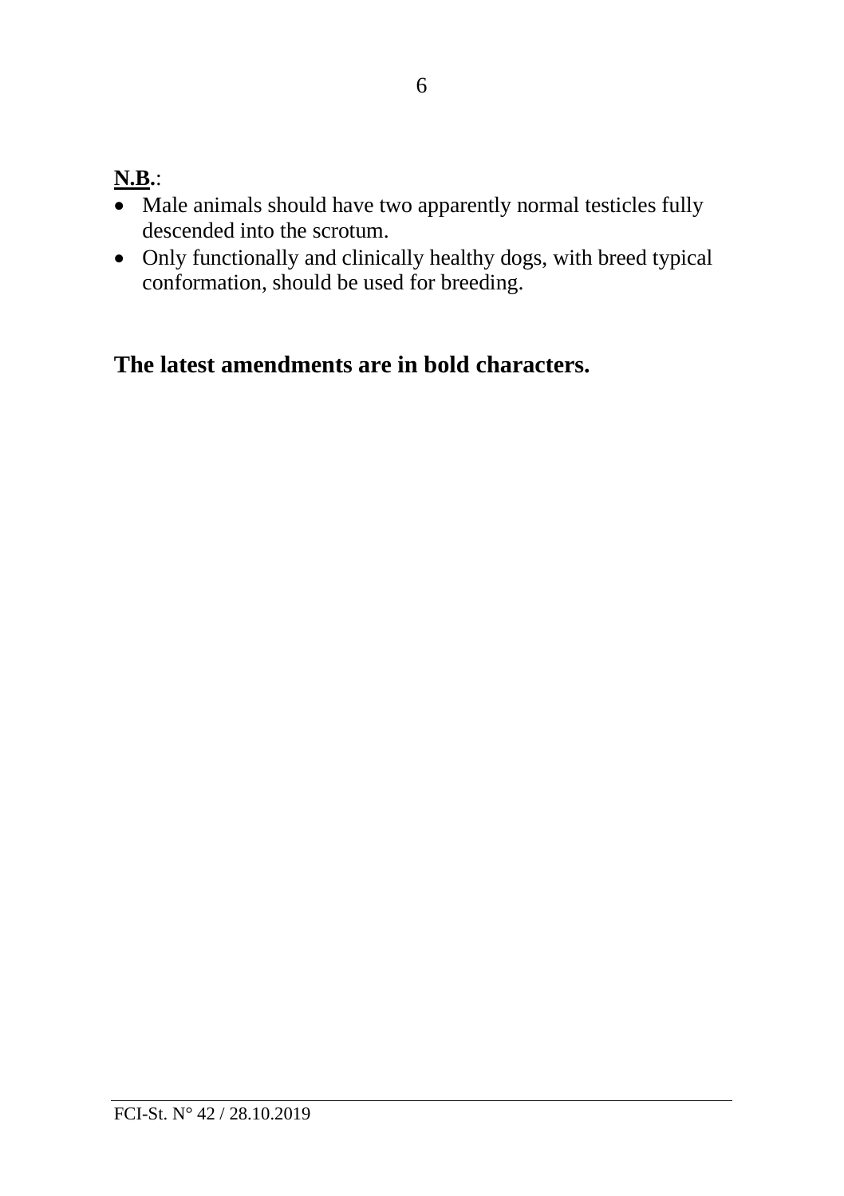**N.B.**:

- Male animals should have two apparently normal testicles fully descended into the scrotum.
- Only functionally and clinically healthy dogs, with breed typical conformation, should be used for breeding.

**The latest amendments are in bold characters.**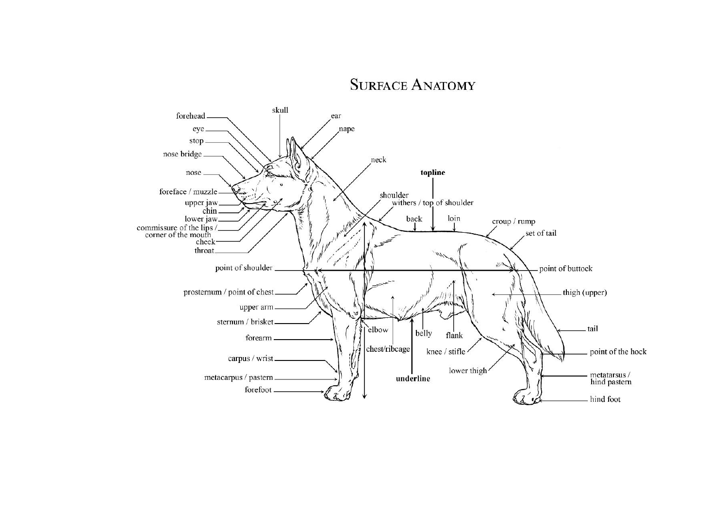# Surface Anatomy

forehead
eye
stop
nose bridge
nose
foreface / muzzle
upper jaw
chin
lower jaw
commissure of the lips / corner of the mouth
cheek
throat
skull
ear
nape
neck
topline
shoulder
withers / top of shoulder
back
loin
croup / rump
set of tail
point of shoulder
point of buttock
prosternum / point of chest
thigh (upper)
upper arm
sternum / brisket
elbow
belly
flank
tail
forearm
chest/ribcage
knee / stifle
point of the hock
carpus / wrist
lower thigh
metacarpus / pastern
underline
metatarsus / hind pastern
forefoot
hind foot